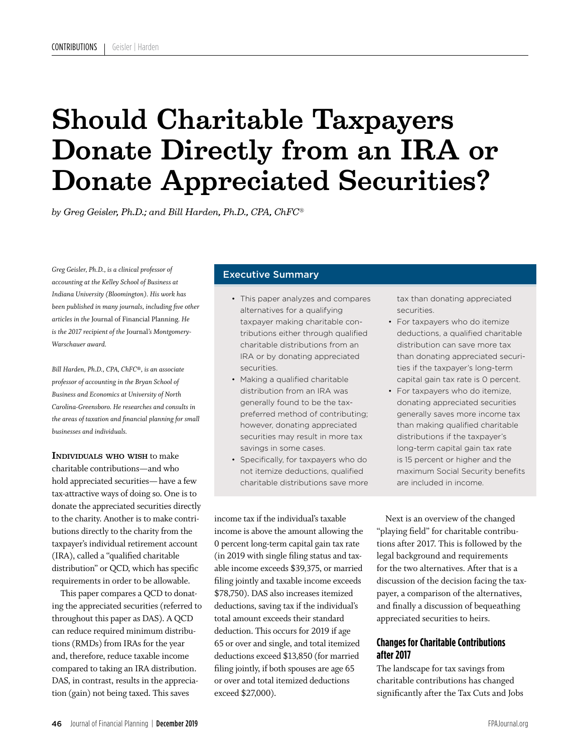# Should Charitable Taxpayers Donate Directly from an IRA or Donate Appreciated Securities?

*by Greg Geisler, Ph.D.; and Bill Harden, Ph.D., CPA, ChFC®*

*Greg Geisler, Ph.D., is a clinical professor of accounting at the Kelley School of Business at Indiana University (Bloomington). His work has been published in many journals, including five other articles in the* Journal of Financial Planning. *He is the 2017 recipient of the* Journal's *Montgomery-Warschauer award.*

*Bill Harden, Ph.D., CPA, ChFC®, is an associate professor of accounting in the Bryan School of Business and Economics at University of North Carolina-Greensboro. He researches and consults in the areas of taxation and financial planning for small businesses and individuals.*

## Executive Summary

- This paper analyzes and compares alternatives for a qualifying taxpayer making charitable contributions either through qualified charitable distributions from an IRA or by donating appreciated securities.
- Making a qualified charitable distribution from an IRA was generally found to be the tax-preferred method of contributing; however, donating appreciated securities may result in more tax savings in some cases.
- Specifically, for taxpayers who do not itemize deductions, qualified charitable distributions save more tax than donating appreciated securities.
- For taxpayers who do itemize deductions, a qualified charitable distribution can save more tax than donating appreciated securities if the taxpayer's long-term capital gain tax rate is 0 percent.
- For taxpayers who do itemize, donating appreciated securities generally saves more income tax than making qualified charitable distributions if the taxpayer's long-term capital gain tax rate is 15 percent or higher and the maximum Social Security benefits are included in income.

**Individuals who wish** to make charitable contributions—and who hold appreciated securities— have a few tax-attractive ways of doing so. One is to donate the appreciated securities directly to the charity. Another is to make contributions directly to the charity from the taxpayer's individual retirement account (IRA), called a "qualified charitable distribution" or QCD, which has specific requirements in order to be allowable.

This paper compares a QCD to donating the appreciated securities (referred to throughout this paper as DAS). A QCD can reduce required minimum distributions (RMDs) from IRAs for the year and, therefore, reduce taxable income compared to taking an IRA distribution. DAS, in contrast, results in the appreciation (gain) not being taxed. This saves income tax if the individual's taxable income is above the amount allowing the 0 percent long-term capital gain tax rate (in 2019 with single filing status and taxable income exceeds $39,375, or married filing jointly and taxable income exceeds $78,750). DAS also increases itemized deductions, saving tax if the individual's total amount exceeds their standard deduction. This occurs for 2019 if age 65 or over and single, and total itemized deductions exceed $13,850 (for married filing jointly, if both spouses are age 65 or over and total itemized deductions exceed $27,000).

Next is an overview of the changed "playing field" for charitable contributions after 2017. This is followed by the legal background and requirements for the two alternatives. After that is a discussion of the decision facing the taxpayer, a comparison of the alternatives, and finally a discussion of bequeathing appreciated securities to heirs.

## Changes for Charitable Contributions after 2017

The landscape for tax savings from charitable contributions has changed significantly after the Tax Cuts and Jobs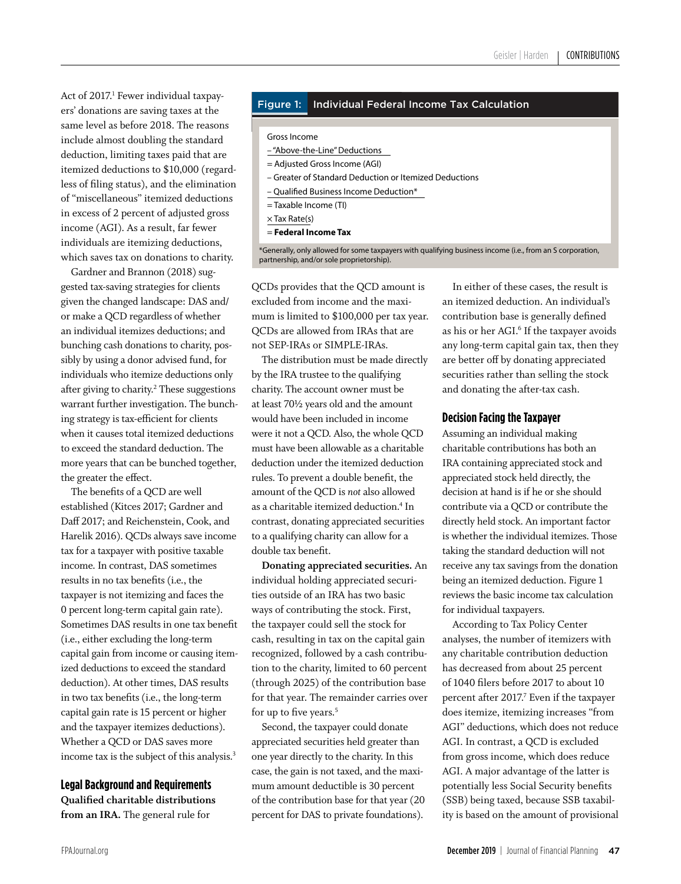Act of 2017.[1] Fewer individual taxpayers' donations are saving taxes at the same level as before 2018. The reasons include almost doubling the standard deduction, limiting taxes paid that are itemized deductions to $10,000 (regardless of filing status), and the elimination of "miscellaneous" itemized deductions in excess of 2 percent of adjusted gross income (AGI). As a result, far fewer individuals are itemizing deductions, which saves tax on donations to charity.

Gardner and Brannon (2018) suggested tax-saving strategies for clients given the changed landscape: DAS and/or make a QCD regardless of whether an individual itemizes deductions; and bunching cash donations to charity, possibly by using a donor advised fund, for individuals who itemize deductions only after giving to charity.[2] These suggestions warrant further investigation. The bunching strategy is tax-efficient for clients when it causes total itemized deductions to exceed the standard deduction. The more years that can be bunched together, the greater the effect.

The benefits of a QCD are well established (Kitces 2017; Gardner and Daff 2017; and Reichenstein, Cook, and Harelik 2016). QCDs always save income tax for a taxpayer with positive taxable income. In contrast, DAS sometimes results in no tax benefits (i.e., the taxpayer is not itemizing and faces the 0 percent long-term capital gain rate). Sometimes DAS results in one tax benefit (i.e., either excluding the long-term capital gain from income or causing itemized deductions to exceed the standard deduction). At other times, DAS results in two tax benefits (i.e., the long-term capital gain rate is 15 percent or higher and the taxpayer itemizes deductions). Whether a QCD or DAS saves more income tax is the subject of this analysis.[3]

**Figure 1: Individual Federal Income Tax Calculation**

Gross Income
– "Above-the-Line" Deductions
= Adjusted Gross Income (AGI)
– Greater of Standard Deduction or Itemized Deductions
– Qualified Business Income Deduction*
= Taxable Income (TI)
× Tax Rate(s)
= **Federal Income Tax**

*Generally, only allowed for some taxpayers with qualifying business income (i.e., from an S corporation, partnership, and/or sole proprietorship).

## Legal Background and Requirements

**Qualified charitable distributions from an IRA.** The general rule for QCDs provides that the QCD amount is excluded from income and the maximum is limited to $100,000 per tax year. QCDs are allowed from IRAs that are not SEP-IRAs or SIMPLE-IRAs.

The distribution must be made directly by the IRA trustee to the qualifying charity. The account owner must be at least 70½ years old and the amount would have been included in income were it not a QCD. Also, the whole QCD must have been allowable as a charitable deduction under the itemized deduction rules. To prevent a double benefit, the amount of the QCD is *not* also allowed as a charitable itemized deduction.[4] In contrast, donating appreciated securities to a qualifying charity can allow for a double tax benefit.

**Donating appreciated securities.** An individual holding appreciated securities outside of an IRA has two basic ways of contributing the stock. First, the taxpayer could sell the stock for cash, resulting in tax on the capital gain recognized, followed by a cash contribution to the charity, limited to 60 percent (through 2025) of the contribution base for that year. The remainder carries over for up to five years.[5]

Second, the taxpayer could donate appreciated securities held greater than one year directly to the charity. In this case, the gain is not taxed, and the maximum amount deductible is 30 percent of the contribution base for that year (20 percent for DAS to private foundations).

In either of these cases, the result is an itemized deduction. An individual's contribution base is generally defined as his or her AGI.[6] If the taxpayer avoids any long-term capital gain tax, then they are better off by donating appreciated securities rather than selling the stock and donating the after-tax cash.

## Decision Facing the Taxpayer

Assuming an individual making charitable contributions has both an IRA containing appreciated stock and appreciated stock held directly, the decision at hand is if he or she should contribute via a QCD or contribute the directly held stock. An important factor is whether the individual itemizes. Those taking the standard deduction will not receive any tax savings from the donation being an itemized deduction. Figure 1 reviews the basic income tax calculation for individual taxpayers.

According to Tax Policy Center analyses, the number of itemizers with any charitable contribution deduction has decreased from about 25 percent of 1040 filers before 2017 to about 10 percent after 2017.[7] Even if the taxpayer does itemize, itemizing increases "from AGI" deductions, which does not reduce AGI. In contrast, a QCD is excluded from gross income, which does reduce AGI. A major advantage of the latter is potentially less Social Security benefits (SSB) being taxed, because SSB taxability is based on the amount of provisional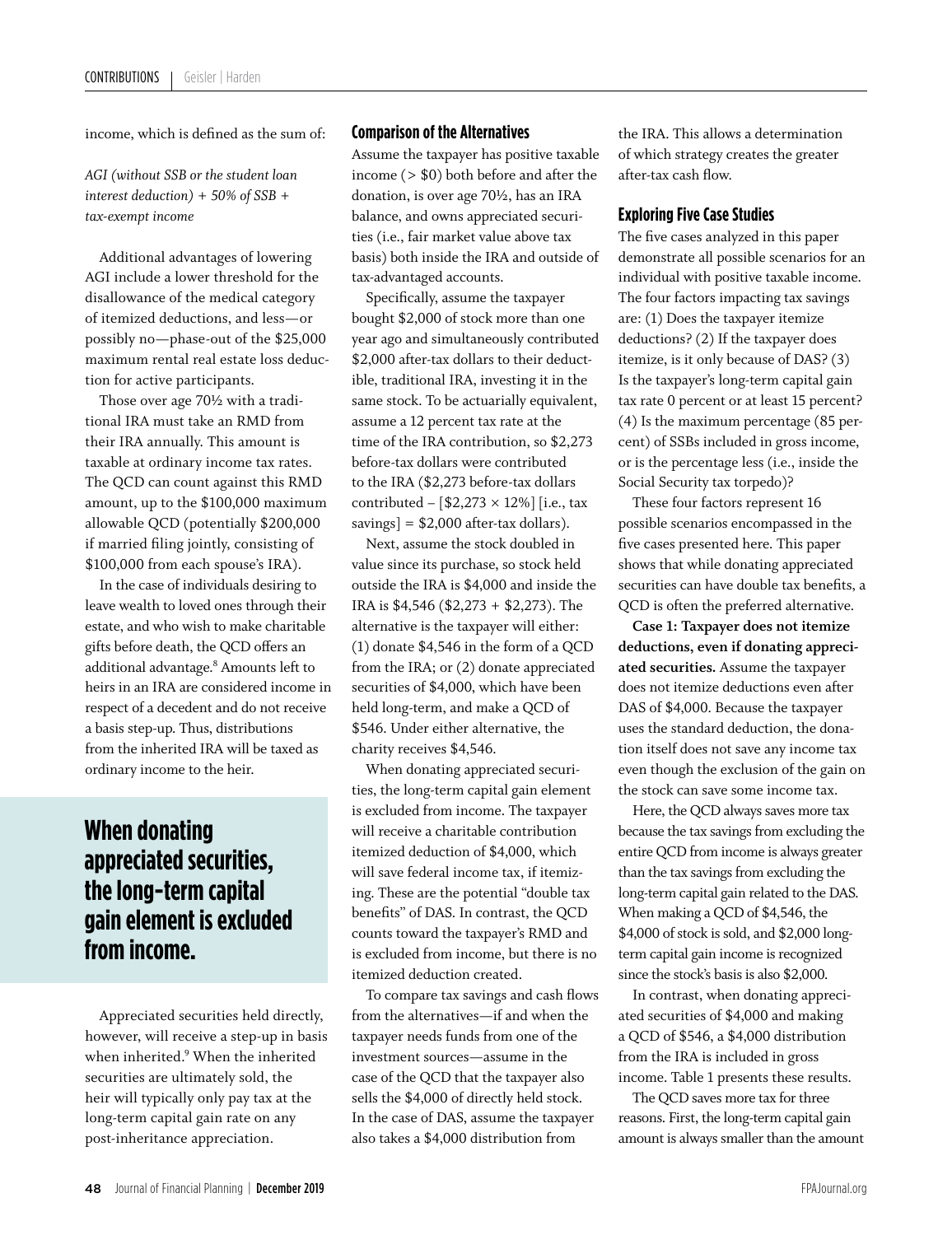income, which is defined as the sum of:

*AGI (without SSB or the student loan interest deduction) + 50% of SSB + tax-exempt income*

Additional advantages of lowering AGI include a lower threshold for the disallowance of the medical category of itemized deductions, and less—or possibly no—phase-out of the $25,000 maximum rental real estate loss deduction for active participants.

Those over age 70½ with a traditional IRA must take an RMD from their IRA annually. This amount is taxable at ordinary income tax rates. The QCD can count against this RMD amount, up to the $100,000 maximum allowable QCD (potentially $200,000 if married filing jointly, consisting of $100,000 from each spouse's IRA).

In the case of individuals desiring to leave wealth to loved ones through their estate, and who wish to make charitable gifts before death, the QCD offers an additional advantage.[8] Amounts left to heirs in an IRA are considered income in respect of a decedent and do not receive a basis step-up. Thus, distributions from the inherited IRA will be taxed as ordinary income to the heir.

**When donating appreciated securities, the long-term capital gain element is excluded from income.**

Appreciated securities held directly, however, will receive a step-up in basis when inherited.[9] When the inherited securities are ultimately sold, the heir will typically only pay tax at the long-term capital gain rate on any post-inheritance appreciation.

### Comparison of the Alternatives

Assume the taxpayer has positive taxable income (> $0) both before and after the donation, is over age 70½, has an IRA balance, and owns appreciated securities (i.e., fair market value above tax basis) both inside the IRA and outside of tax-advantaged accounts.

Specifically, assume the taxpayer bought $2,000 of stock more than one year ago and simultaneously contributed $2,000 after-tax dollars to their deductible, traditional IRA, investing it in the same stock. To be actuarially equivalent, assume a 12 percent tax rate at the time of the IRA contribution, so $2,273 before-tax dollars were contributed to the IRA ($2,273 before-tax dollars contributed – [$2,273 × 12%] [i.e., tax savings] = $2,000 after-tax dollars).

Next, assume the stock doubled in value since its purchase, so stock held outside the IRA is $4,000 and inside the IRA is $4,546 ($2,273 + $2,273). The alternative is the taxpayer will either: (1) donate $4,546 in the form of a QCD from the IRA; or (2) donate appreciated securities of $4,000, which have been held long-term, and make a QCD of $546. Under either alternative, the charity receives $4,546.

When donating appreciated securities, the long-term capital gain element is excluded from income. The taxpayer will receive a charitable contribution itemized deduction of $4,000, which will save federal income tax, if itemizing. These are the potential "double tax benefits" of DAS. In contrast, the QCD counts toward the taxpayer's RMD and is excluded from income, but there is no itemized deduction created.

To compare tax savings and cash flows from the alternatives—if and when the taxpayer needs funds from one of the investment sources—assume in the case of the QCD that the taxpayer also sells the $4,000 of directly held stock. In the case of DAS, assume the taxpayer also takes a $4,000 distribution from the IRA. This allows a determination of which strategy creates the greater after-tax cash flow.

### Exploring Five Case Studies

The five cases analyzed in this paper demonstrate all possible scenarios for an individual with positive taxable income. The four factors impacting tax savings are: (1) Does the taxpayer itemize deductions? (2) If the taxpayer does itemize, is it only because of DAS? (3) Is the taxpayer's long-term capital gain tax rate 0 percent or at least 15 percent? (4) Is the maximum percentage (85 percent) of SSBs included in gross income, or is the percentage less (i.e., inside the Social Security tax torpedo)?

These four factors represent 16 possible scenarios encompassed in the five cases presented here. This paper shows that while donating appreciated securities can have double tax benefits, a QCD is often the preferred alternative.

**Case 1: Taxpayer does not itemize deductions, even if donating appreciated securities.** Assume the taxpayer does not itemize deductions even after DAS of $4,000. Because the taxpayer uses the standard deduction, the donation itself does not save any income tax even though the exclusion of the gain on the stock can save some income tax.

Here, the QCD always saves more tax because the tax savings from excluding the entire QCD from income is always greater than the tax savings from excluding the long-term capital gain related to the DAS. When making a QCD of $4,546, the $4,000 of stock is sold, and $2,000 long-term capital gain income is recognized since the stock's basis is also $2,000.

In contrast, when donating appreciated securities of $4,000 and making a QCD of $546, a $4,000 distribution from the IRA is included in gross income. Table 1 presents these results.

The QCD saves more tax for three reasons. First, the long-term capital gain amount is always smaller than the amount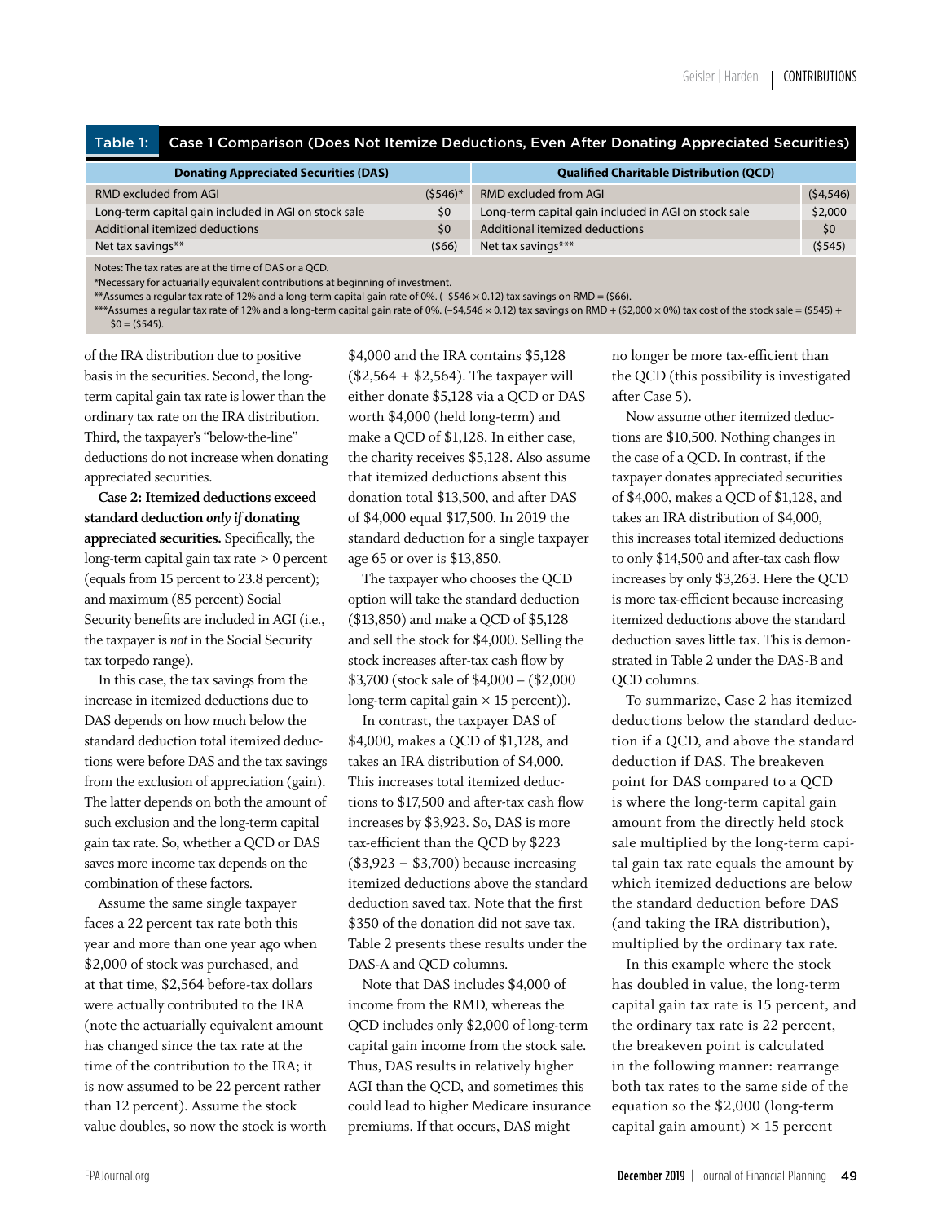**Table 1: Case 1 Comparison (Does Not Itemize Deductions, Even After Donating Appreciated Securities)**

| Donating Appreciated Securities (DAS) | | Qualified Charitable Distribution (QCD) | |
|---|---|---|---|
| RMD excluded from AGI | ($546)* | RMD excluded from AGI | ($4,546) |
| Long-term capital gain included in AGI on stock sale | $0 | Long-term capital gain included in AGI on stock sale | $2,000 |
| Additional itemized deductions | $0 | Additional itemized deductions | $0 |
| Net tax savings** | ($66) | Net tax savings*** | ($545) |

Notes: The tax rates are at the time of DAS or a QCD.
*Necessary for actuarially equivalent contributions at beginning of investment.
**Assumes a regular tax rate of 12% and a long-term capital gain rate of 0%. (–$546 × 0.12) tax savings on RMD = ($66).
***Assumes a regular tax rate of 12% and a long-term capital gain rate of 0%. (–$4,546 × 0.12) tax savings on RMD + ($2,000 × 0%) tax cost of the stock sale = ($545) + $0 = ($545).

of the IRA distribution due to positive basis in the securities. Second, the long-term capital gain tax rate is lower than the ordinary tax rate on the IRA distribution. Third, the taxpayer's "below-the-line" deductions do not increase when donating appreciated securities.

**Case 2: Itemized deductions exceed standard deduction *only if* donating appreciated securities.** Specifically, the long-term capital gain tax rate > 0 percent (equals from 15 percent to 23.8 percent); and maximum (85 percent) Social Security benefits are included in AGI (i.e., the taxpayer is *not* in the Social Security tax torpedo range).

In this case, the tax savings from the increase in itemized deductions due to DAS depends on how much below the standard deduction total itemized deductions were before DAS and the tax savings from the exclusion of appreciation (gain). The latter depends on both the amount of such exclusion and the long-term capital gain tax rate. So, whether a QCD or DAS saves more income tax depends on the combination of these factors.

Assume the same single taxpayer faces a 22 percent tax rate both this year and more than one year ago when $2,000 of stock was purchased, and at that time, $2,564 before-tax dollars were actually contributed to the IRA (note the actuarially equivalent amount has changed since the tax rate at the time of the contribution to the IRA; it is now assumed to be 22 percent rather than 12 percent). Assume the stock value doubles, so now the stock is worth $4,000 and the IRA contains $5,128 ($2,564 + $2,564). The taxpayer will either donate $5,128 via a QCD or DAS worth $4,000 (held long-term) and make a QCD of $1,128. In either case, the charity receives $5,128. Also assume that itemized deductions absent this donation total $13,500, and after DAS of $4,000 equal $17,500. In 2019 the standard deduction for a single taxpayer age 65 or over is $13,850.

The taxpayer who chooses the QCD option will take the standard deduction ($13,850) and make a QCD of $5,128 and sell the stock for $4,000. Selling the stock increases after-tax cash flow by $3,700 (stock sale of $4,000 – ($2,000 long-term capital gain × 15 percent)).

In contrast, the taxpayer DAS of $4,000, makes a QCD of $1,128, and takes an IRA distribution of $4,000. This increases total itemized deductions to $17,500 and after-tax cash flow increases by $3,923. So, DAS is more tax-efficient than the QCD by $223 ($3,923 – $3,700) because increasing itemized deductions above the standard deduction saved tax. Note that the first $350 of the donation did not save tax. Table 2 presents these results under the DAS-A and QCD columns.

Note that DAS includes $4,000 of income from the RMD, whereas the QCD includes only $2,000 of long-term capital gain income from the stock sale. Thus, DAS results in relatively higher AGI than the QCD, and sometimes this could lead to higher Medicare insurance premiums. If that occurs, DAS might no longer be more tax-efficient than the QCD (this possibility is investigated after Case 5).

Now assume other itemized deductions are $10,500. Nothing changes in the case of a QCD. In contrast, if the taxpayer donates appreciated securities of $4,000, makes a QCD of $1,128, and takes an IRA distribution of $4,000, this increases total itemized deductions to only $14,500 and after-tax cash flow increases by only $3,263. Here the QCD is more tax-efficient because increasing itemized deductions above the standard deduction saves little tax. This is demonstrated in Table 2 under the DAS-B and QCD columns.

To summarize, Case 2 has itemized deductions below the standard deduction if a QCD, and above the standard deduction if DAS. The breakeven point for DAS compared to a QCD is where the long-term capital gain amount from the directly held stock sale multiplied by the long-term capital gain tax rate equals the amount by which itemized deductions are below the standard deduction before DAS (and taking the IRA distribution), multiplied by the ordinary tax rate.

In this example where the stock has doubled in value, the long-term capital gain tax rate is 15 percent, and the ordinary tax rate is 22 percent, the breakeven point is calculated in the following manner: rearrange both tax rates to the same side of the equation so the $2,000 (long-term capital gain amount) × 15 percent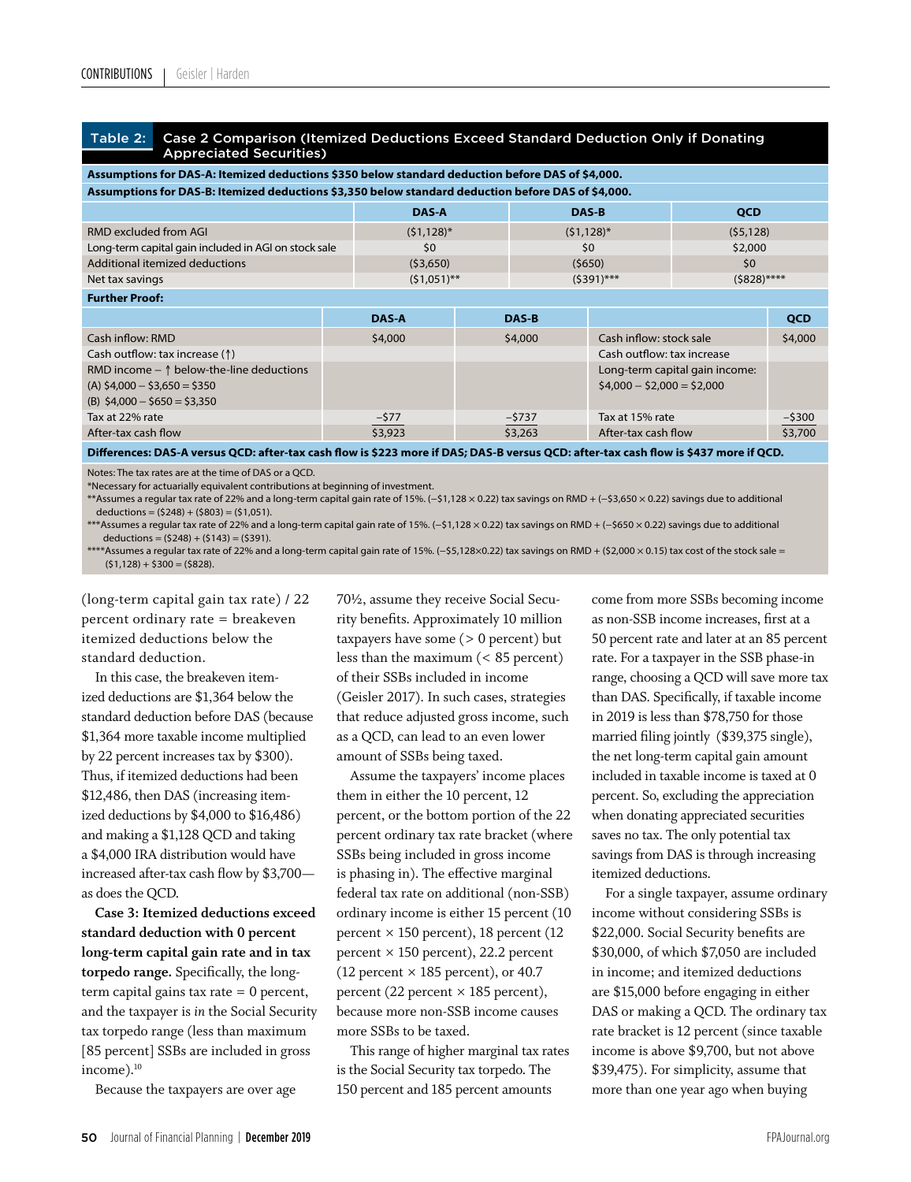**Table 2: Case 2 Comparison (Itemized Deductions Exceed Standard Deduction Only if Donating Appreciated Securities)**

**Assumptions for DAS-A: Itemized deductions $350 below standard deduction before DAS of $4,000.**

**Assumptions for DAS-B: Itemized deductions $3,350 below standard deduction before DAS of $4,000.**

| | DAS-A | DAS-B | QCD |
|---|---|---|---|
| RMD excluded from AGI | ($1,128)* | ($1,128)* | ($5,128) |
| Long-term capital gain included in AGI on stock sale | $0 | $0 | $2,000 |
| Additional itemized deductions | ($3,650) | ($650) | $0 |
| Net tax savings | ($1,051)** | ($391)*** | ($828)**** |

**Further Proof:**

| | DAS-A | DAS-B | | QCD |
|---|---|---|---|---|
| Cash inflow: RMD | $4,000 | $4,000 | Cash inflow: stock sale | $4,000 |
| Cash outflow: tax increase (↑) | | | Cash outflow: tax increase | |
| RMD income − ↑ below-the-line deductions (A) $4,000 − $3,650 = $350 (B) $4,000 − $650 = $3,350 | | | Long-term capital gain income: $4,000 − $2,000 = $2,000 | |
| Tax at 22% rate | −$77 | −$737 | Tax at 15% rate | −$300 |
| After-tax cash flow | $3,923 | $3,263 | After-tax cash flow | $3,700 |

**Differences: DAS-A versus QCD: after-tax cash flow is $223 more if DAS; DAS-B versus QCD: after-tax cash flow is $437 more if QCD.**

Notes: The tax rates are at the time of DAS or a QCD.

*Necessary for actuarially equivalent contributions at beginning of investment.

**Assumes a regular tax rate of 22% and a long-term capital gain rate of 15%. (−$1,128 × 0.22) tax savings on RMD + (−$3,650 × 0.22) savings due to additional deductions = ($248) + ($803) = ($1,051).

***Assumes a regular tax rate of 22% and a long-term capital gain rate of 15%. (−$1,128 × 0.22) tax savings on RMD + (−$650 × 0.22) savings due to additional deductions = ($248) + ($143) = ($391).

****Assumes a regular tax rate of 22% and a long-term capital gain rate of 15%. (−$5,128×0.22) tax savings on RMD + ($2,000 × 0.15) tax cost of the stock sale = ($1,128) + $300 = ($828).

(long-term capital gain tax rate) / 22 percent ordinary rate = breakeven itemized deductions below the standard deduction.

In this case, the breakeven itemized deductions are $1,364 below the standard deduction before DAS (because $1,364 more taxable income multiplied by 22 percent increases tax by $300). Thus, if itemized deductions had been $12,486, then DAS (increasing itemized deductions by $4,000 to $16,486) and making a $1,128 QCD and taking a $4,000 IRA distribution would have increased after-tax cash flow by $3,700—as does the QCD.

**Case 3: Itemized deductions exceed standard deduction with 0 percent long-term capital gain rate and in tax torpedo range.** Specifically, the long-term capital gains tax rate = 0 percent, and the taxpayer is *in* the Social Security tax torpedo range (less than maximum [85 percent] SSBs are included in gross income).[10]

Because the taxpayers are over age 70½, assume they receive Social Security benefits. Approximately 10 million taxpayers have some (> 0 percent) but less than the maximum (< 85 percent) of their SSBs included in income (Geisler 2017). In such cases, strategies that reduce adjusted gross income, such as a QCD, can lead to an even lower amount of SSBs being taxed.

Assume the taxpayers' income places them in either the 10 percent, 12 percent, or the bottom portion of the 22 percent ordinary tax rate bracket (where SSBs being included in gross income is phasing in). The effective marginal federal tax rate on additional (non-SSB) ordinary income is either 15 percent (10 percent × 150 percent), 18 percent (12 percent × 150 percent), 22.2 percent (12 percent × 185 percent), or 40.7 percent (22 percent × 185 percent), because more non-SSB income causes more SSBs to be taxed.

This range of higher marginal tax rates is the Social Security tax torpedo. The 150 percent and 185 percent amounts come from more SSBs becoming income as non-SSB income increases, first at a 50 percent rate and later at an 85 percent rate. For a taxpayer in the SSB phase-in range, choosing a QCD will save more tax than DAS. Specifically, if taxable income in 2019 is less than $78,750 for those married filing jointly ($39,375 single), the net long-term capital gain amount included in taxable income is taxed at 0 percent. So, excluding the appreciation when donating appreciated securities saves no tax. The only potential tax savings from DAS is through increasing itemized deductions.

For a single taxpayer, assume ordinary income without considering SSBs is $22,000. Social Security benefits are $30,000, of which $7,050 are included in income; and itemized deductions are $15,000 before engaging in either DAS or making a QCD. The ordinary tax rate bracket is 12 percent (since taxable income is above $9,700, but not above $39,475). For simplicity, assume that more than one year ago when buying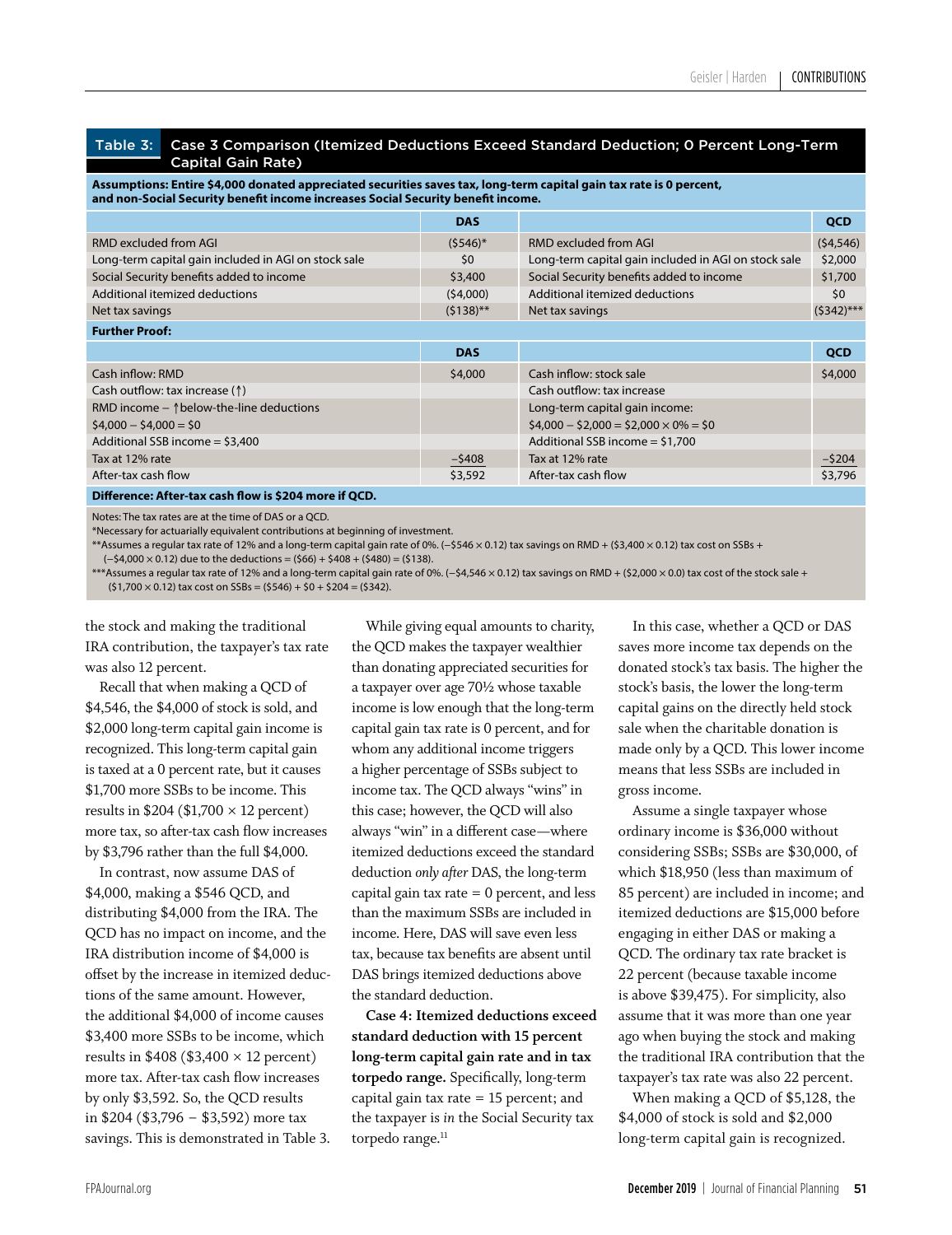**Table 3: Case 3 Comparison (Itemized Deductions Exceed Standard Deduction; 0 Percent Long-Term Capital Gain Rate)**

**Assumptions: Entire $4,000 donated appreciated securities saves tax, long-term capital gain tax rate is 0 percent, and non-Social Security benefit income increases Social Security benefit income.**

| | DAS | | QCD |
|---|---|---|---|
| RMD excluded from AGI | ($546)* | RMD excluded from AGI | ($4,546) |
| Long-term capital gain included in AGI on stock sale | $0 | Long-term capital gain included in AGI on stock sale | $2,000 |
| Social Security benefits added to income | $3,400 | Social Security benefits added to income | $1,700 |
| Additional itemized deductions | ($4,000) | Additional itemized deductions | $0 |
| Net tax savings | ($138)** | Net tax savings | ($342)*** |
| **Further Proof:** | | | |
| | **DAS** | | **QCD** |
| Cash inflow: RMD | $4,000 | Cash inflow: stock sale | $4,000 |
| Cash outflow: tax increase (↑) | | Cash outflow: tax increase | |
| RMD income − ↑below-the-line deductions | | Long-term capital gain income: | |
| $4,000 − $4,000 = $0 | | $4,000 − $2,000 = $2,000 × 0% = $0 | |
| Additional SSB income = $3,400 | | Additional SSB income = $1,700 | |
| Tax at 12% rate | −$408 | Tax at 12% rate | −$204 |
| After-tax cash flow | $3,592 | After-tax cash flow | $3,796 |
| **Difference: After-tax cash flow is $204 more if QCD.** | | | |

Notes: The tax rates are at the time of DAS or a QCD.

*Necessary for actuarially equivalent contributions at beginning of investment.

**Assumes a regular tax rate of 12% and a long-term capital gain rate of 0%. (−$546 × 0.12) tax savings on RMD + ($3,400 × 0.12) tax cost on SSBs + (−$4,000 × 0.12) due to the deductions = ($66) + $408 + ($480) = ($138).

***Assumes a regular tax rate of 12% and a long-term capital gain rate of 0%. (−$4,546 × 0.12) tax savings on RMD + ($2,000 × 0.0) tax cost of the stock sale + ($1,700 × 0.12) tax cost on SSBs = ($546) + $0 + $204 = ($342).

the stock and making the traditional IRA contribution, the taxpayer's tax rate was also 12 percent.

Recall that when making a QCD of $4,546, the $4,000 of stock is sold, and $2,000 long-term capital gain income is recognized. This long-term capital gain is taxed at a 0 percent rate, but it causes $1,700 more SSBs to be income. This results in $204 ($1,700 × 12 percent) more tax, so after-tax cash flow increases by $3,796 rather than the full $4,000.

In contrast, now assume DAS of $4,000, making a $546 QCD, and distributing $4,000 from the IRA. The QCD has no impact on income, and the IRA distribution income of $4,000 is offset by the increase in itemized deductions of the same amount. However, the additional $4,000 of income causes $3,400 more SSBs to be income, which results in $408 ($3,400 × 12 percent) more tax. After-tax cash flow increases by only $3,592. So, the QCD results in $204 ($3,796 − $3,592) more tax savings. This is demonstrated in Table 3.

While giving equal amounts to charity, the QCD makes the taxpayer wealthier than donating appreciated securities for a taxpayer over age 70½ whose taxable income is low enough that the long-term capital gain tax rate is 0 percent, and for whom any additional income triggers a higher percentage of SSBs subject to income tax. The QCD always "wins" in this case; however, the QCD will also always "win" in a different case—where itemized deductions exceed the standard deduction *only after* DAS, the long-term capital gain tax rate = 0 percent, and less than the maximum SSBs are included in income. Here, DAS will save even less tax, because tax benefits are absent until DAS brings itemized deductions above the standard deduction.

**Case 4: Itemized deductions exceed standard deduction with 15 percent long-term capital gain rate and in tax torpedo range.** Specifically, long-term capital gain tax rate = 15 percent; and the taxpayer is *in* the Social Security tax torpedo range.[11]

In this case, whether a QCD or DAS saves more income tax depends on the donated stock's tax basis. The higher the stock's basis, the lower the long-term capital gains on the directly held stock sale when the charitable donation is made only by a QCD. This lower income means that less SSBs are included in gross income.

Assume a single taxpayer whose ordinary income is $36,000 without considering SSBs; SSBs are $30,000, of which $18,950 (less than maximum of 85 percent) are included in income; and itemized deductions are $15,000 before engaging in either DAS or making a QCD. The ordinary tax rate bracket is 22 percent (because taxable income is above $39,475). For simplicity, also assume that it was more than one year ago when buying the stock and making the traditional IRA contribution that the taxpayer's tax rate was also 22 percent.

When making a QCD of $5,128, the $4,000 of stock is sold and $2,000 long-term capital gain is recognized.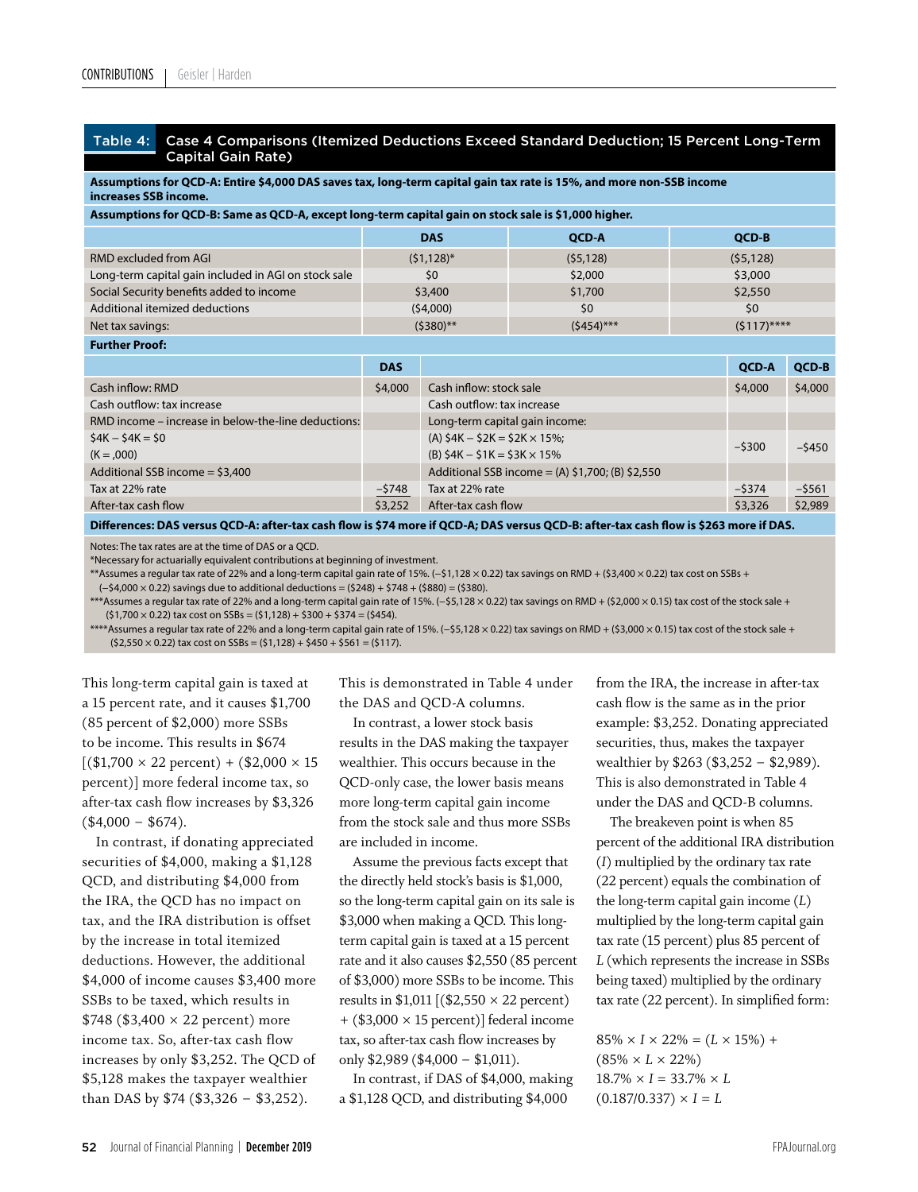**Table 4: Case 4 Comparisons (Itemized Deductions Exceed Standard Deduction; 15 Percent Long-Term Capital Gain Rate)**

| Assumptions for QCD-A: Entire $4,000 DAS saves tax, long-term capital gain tax rate is 15%, and more non-SSB income increases SSB income. | | | |
|---|---|---|---|
| **Assumptions for QCD-B: Same as QCD-A, except long-term capital gain on stock sale is $1,000 higher.** | | | |
| | **DAS** | **QCD-A** | **QCD-B** |
| RMD excluded from AGI | ($1,128)* | ($5,128) | ($5,128) |
| Long-term capital gain included in AGI on stock sale | $0 | $2,000 | $3,000 |
| Social Security benefits added to income | $3,400 | $1,700 | $2,550 |
| Additional itemized deductions | ($4,000) | $0 | $0 |
| Net tax savings: | ($380)** | ($454)*** | ($117)**** |

**Further Proof:**

| | DAS | | QCD-A | QCD-B |
|---|---|---|---|---|
| Cash inflow: RMD | $4,000 | Cash inflow: stock sale | $4,000 | $4,000 |
| Cash outflow: tax increase | | Cash outflow: tax increase | | |
| RMD income – increase in below-the-line deductions: | | Long-term capital gain income: | | |
| $4K – $4K = $0 (K = ,000) | | (A) $4K – $2K = $2K × 15%; (B) $4K – $1K = $3K × 15% | –$300 | –$450 |
| Additional SSB income = $3,400 | | Additional SSB income = (A) $1,700; (B) $2,550 | | |
| Tax at 22% rate | –$748 | Tax at 22% rate | –$374 | –$561 |
| After-tax cash flow | $3,252 | After-tax cash flow | $3,326 | $2,989 |

**Differences: DAS versus QCD-A: after-tax cash flow is $74 more if QCD-A; DAS versus QCD-B: after-tax cash flow is $263 more if DAS.**

Notes: The tax rates are at the time of DAS or a QCD.
*Necessary for actuarially equivalent contributions at beginning of investment.
**Assumes a regular tax rate of 22% and a long-term capital gain rate of 15%. (–$1,128 × 0.22) tax savings on RMD + ($3,400 × 0.22) tax cost on SSBs + (–$4,000 × 0.22) savings due to additional deductions = ($248) + $748 + ($880) = ($380).
***Assumes a regular tax rate of 22% and a long-term capital gain rate of 15%. (–$5,128 × 0.22) tax savings on RMD + ($2,000 × 0.15) tax cost of the stock sale + ($1,700 × 0.22) tax cost on SSBs = ($1,128) + $300 + $374 = ($454).
****Assumes a regular tax rate of 22% and a long-term capital gain rate of 15%. (–$5,128 × 0.22) tax savings on RMD + ($3,000 × 0.15) tax cost of the stock sale + ($2,550 × 0.22) tax cost on SSBs = ($1,128) + $450 + $561 = ($117).

This long-term capital gain is taxed at a 15 percent rate, and it causes $1,700 (85 percent of $2,000) more SSBs to be income. This results in $674 [($1,700 × 22 percent) + ($2,000 × 15 percent)] more federal income tax, so after-tax cash flow increases by $3,326 ($4,000 – $674).

In contrast, if donating appreciated securities of $4,000, making a $1,128 QCD, and distributing $4,000 from the IRA, the QCD has no impact on tax, and the IRA distribution is offset by the increase in total itemized deductions. However, the additional $4,000 of income causes $3,400 more SSBs to be taxed, which results in $748 ($3,400 × 22 percent) more income tax. So, after-tax cash flow increases by only $3,252. The QCD of $5,128 makes the taxpayer wealthier than DAS by $74 ($3,326 – $3,252). This is demonstrated in Table 4 under the DAS and QCD-A columns.

In contrast, a lower stock basis results in the DAS making the taxpayer wealthier. This occurs because in the QCD-only case, the lower basis means more long-term capital gain income from the stock sale and thus more SSBs are included in income.

Assume the previous facts except that the directly held stock's basis is $1,000, so the long-term capital gain on its sale is $3,000 when making a QCD. This long-term capital gain is taxed at a 15 percent rate and it also causes $2,550 (85 percent of $3,000) more SSBs to be income. This results in $1,011 [($2,550 × 22 percent) + ($3,000 × 15 percent)] federal income tax, so after-tax cash flow increases by only $2,989 ($4,000 – $1,011).

In contrast, if DAS of $4,000, making a $1,128 QCD, and distributing $4,000 from the IRA, the increase in after-tax cash flow is the same as in the prior example: $3,252. Donating appreciated securities, thus, makes the taxpayer wealthier by $263 ($3,252 – $2,989). This is also demonstrated in Table 4 under the DAS and QCD-B columns.

The breakeven point is when 85 percent of the additional IRA distribution ($I$) multiplied by the ordinary tax rate (22 percent) equals the combination of the long-term capital gain income ($L$) multiplied by the long-term capital gain tax rate (15 percent) plus 85 percent of $L$ (which represents the increase in SSBs being taxed) multiplied by the ordinary tax rate (22 percent). In simplified form:

$$85\% \times I \times 22\% = (L \times 15\%) + (85\% \times L \times 22\%)$$

$$18.7\% \times I = 33.7\% \times L$$

$$(0.187/0.337) \times I = L$$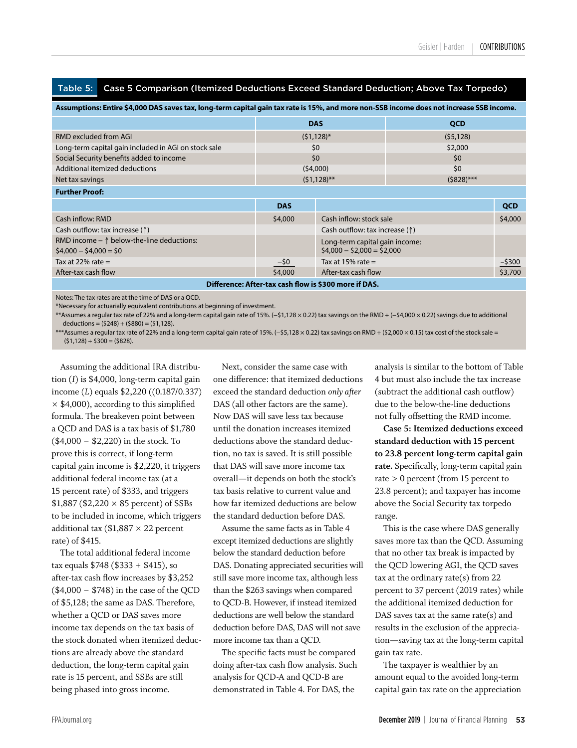**Table 5: Case 5 Comparison (Itemized Deductions Exceed Standard Deduction; Above Tax Torpedo)**

**Assumptions: Entire $4,000 DAS saves tax, long-term capital gain tax rate is 15%, and more non-SSB income does not increase SSB income.**

| | DAS | QCD |
|---|---|---|
| RMD excluded from AGI | ($1,128)* | ($5,128) |
| Long-term capital gain included in AGI on stock sale | $0 | $2,000 |
| Social Security benefits added to income | $0 | $0 |
| Additional itemized deductions | ($4,000) | $0 |
| Net tax savings | ($1,128)** | ($828)*** |

**Further Proof:**

| | DAS | | QCD |
|---|---|---|---|
| Cash inflow: RMD | $4,000 | Cash inflow: stock sale | $4,000 |
| Cash outflow: tax increase (↑) | | Cash outflow: tax increase (↑) | |
| RMD income – ↑ below-the-line deductions: $4,000 – $4,000 = $0 | | Long-term capital gain income: $4,000 – $2,000 = $2,000 | |
| Tax at 22% rate = | –$0 | Tax at 15% rate = | –$300 |
| After-tax cash flow | $4,000 | After-tax cash flow | $3,700 |

**Difference: After-tax cash flow is $300 more if DAS.**

Notes: The tax rates are at the time of DAS or a QCD.

*Necessary for actuarially equivalent contributions at beginning of investment.

**Assumes a regular tax rate of 22% and a long-term capital gain rate of 15%. (–$1,128 × 0.22) tax savings on the RMD + (–$4,000 × 0.22) savings due to additional deductions = ($248) + ($880) = ($1,128).

***Assumes a regular tax rate of 22% and a long-term capital gain rate of 15%. (–$5,128 × 0.22) tax savings on RMD + ($2,000 × 0.15) tax cost of the stock sale = ($1,128) + $300 = ($828).

Assuming the additional IRA distribution ($I$) is $4,000, long-term capital gain income ($L$) equals $2,220 ((0.187/0.337) × $4,000), according to this simplified formula. The breakeven point between a QCD and DAS is a tax basis of $1,780 ($4,000 − $2,220) in the stock. To prove this is correct, if long-term capital gain income is $2,220, it triggers additional federal income tax (at a 15 percent rate) of $333, and triggers $1,887 ($2,220 × 85 percent) of SSBs to be included in income, which triggers additional tax ($1,887 × 22 percent rate) of $415.

The total additional federal income tax equals $748 ($333 + $415), so after-tax cash flow increases by $3,252 ($4,000 − $748) in the case of the QCD of $5,128; the same as DAS. Therefore, whether a QCD or DAS saves more income tax depends on the tax basis of the stock donated when itemized deductions are already above the standard deduction, the long-term capital gain rate is 15 percent, and SSBs are still being phased into gross income.

Next, consider the same case with one difference: that itemized deductions exceed the standard deduction *only after* DAS (all other factors are the same). Now DAS will save less tax because until the donation increases itemized deductions above the standard deduction, no tax is saved. It is still possible that DAS will save more income tax overall—it depends on both the stock's tax basis relative to current value and how far itemized deductions are below the standard deduction before DAS.

Assume the same facts as in Table 4 except itemized deductions are slightly below the standard deduction before DAS. Donating appreciated securities will still save more income tax, although less than the $263 savings when compared to QCD-B. However, if instead itemized deductions are well below the standard deduction before DAS, DAS will not save more income tax than a QCD.

The specific facts must be compared doing after-tax cash flow analysis. Such analysis for QCD-A and QCD-B are demonstrated in Table 4. For DAS, the analysis is similar to the bottom of Table 4 but must also include the tax increase (subtract the additional cash outflow) due to the below-the-line deductions not fully offsetting the RMD income.

**Case 5: Itemized deductions exceed standard deduction with 15 percent to 23.8 percent long-term capital gain rate.** Specifically, long-term capital gain rate > 0 percent (from 15 percent to 23.8 percent); and taxpayer has income above the Social Security tax torpedo range.

This is the case where DAS generally saves more tax than the QCD. Assuming that no other tax break is impacted by the QCD lowering AGI, the QCD saves tax at the ordinary rate(s) from 22 percent to 37 percent (2019 rates) while the additional itemized deduction for DAS saves tax at the same rate(s) and results in the exclusion of the appreciation—saving tax at the long-term capital gain tax rate.

The taxpayer is wealthier by an amount equal to the avoided long-term capital gain tax rate on the appreciation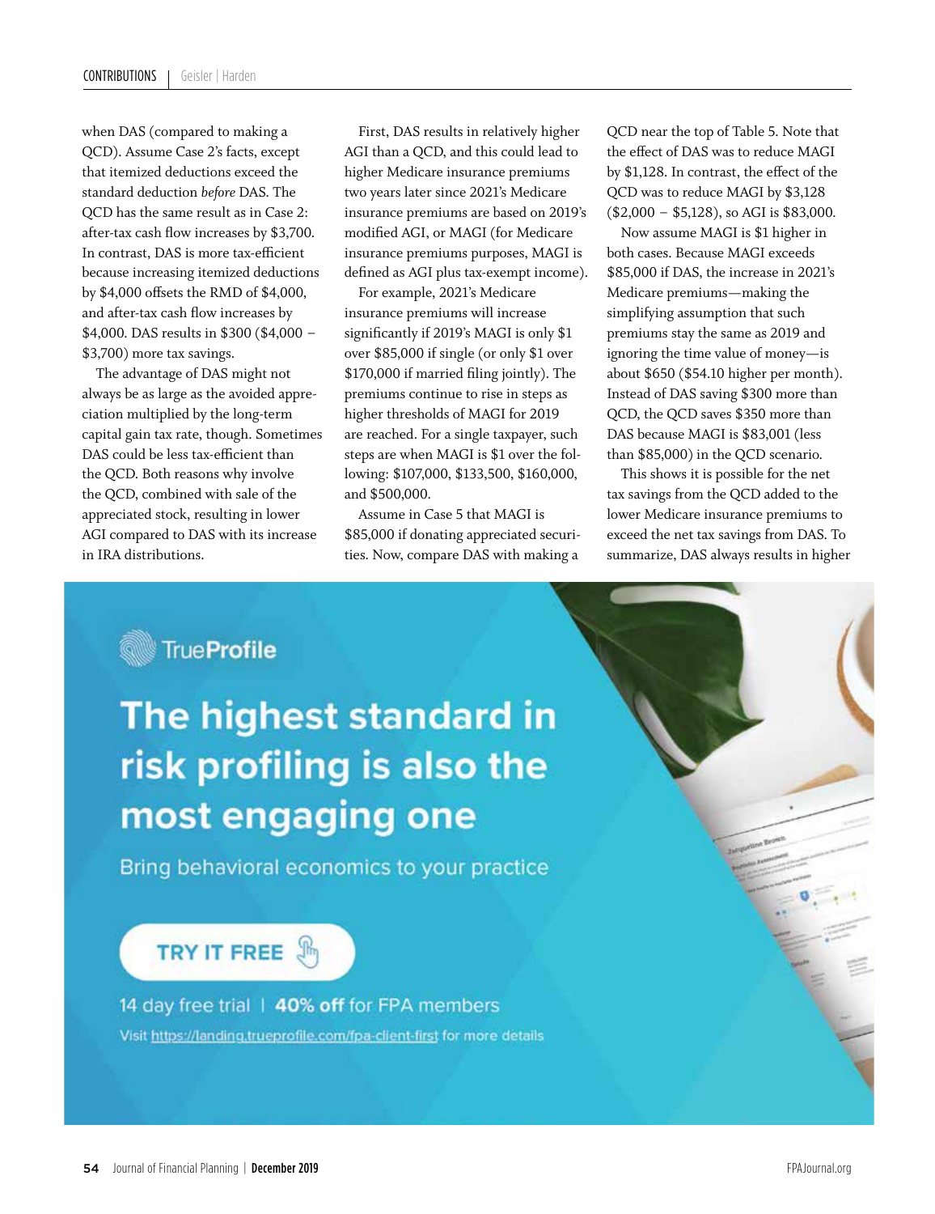when DAS (compared to making a QCD). Assume Case 2's facts, except that itemized deductions exceed the standard deduction *before* DAS. The QCD has the same result as in Case 2: after-tax cash flow increases by $3,700. In contrast, DAS is more tax-efficient because increasing itemized deductions by $4,000 offsets the RMD of $4,000, and after-tax cash flow increases by $4,000. DAS results in $300 ($4,000 − $3,700) more tax savings.

The advantage of DAS might not always be as large as the avoided appreciation multiplied by the long-term capital gain tax rate, though. Sometimes DAS could be less tax-efficient than the QCD. Both reasons why involve the QCD, combined with sale of the appreciated stock, resulting in lower AGI compared to DAS with its increase in IRA distributions.

First, DAS results in relatively higher AGI than a QCD, and this could lead to higher Medicare insurance premiums two years later since 2021's Medicare insurance premiums are based on 2019's modified AGI, or MAGI (for Medicare insurance premiums purposes, MAGI is defined as AGI plus tax-exempt income).

For example, 2021's Medicare insurance premiums will increase significantly if 2019's MAGI is only $1 over $85,000 if single (or only $1 over $170,000 if married filing jointly). The premiums continue to rise in steps as higher thresholds of MAGI for 2019 are reached. For a single taxpayer, such steps are when MAGI is $1 over the following: $107,000, $133,500, $160,000, and $500,000.

Assume in Case 5 that MAGI is $85,000 if donating appreciated securities. Now, compare DAS with making a QCD near the top of Table 5. Note that the effect of DAS was to reduce MAGI by $1,128. In contrast, the effect of the QCD was to reduce MAGI by $3,128 ($2,000 − $5,128), so AGI is $83,000.

Now assume MAGI is $1 higher in both cases. Because MAGI exceeds $85,000 if DAS, the increase in 2021's Medicare premiums—making the simplifying assumption that such premiums stay the same as 2019 and ignoring the time value of money—is about $650 ($54.10 higher per month). Instead of DAS saving $300 more than QCD, the QCD saves $350 more than DAS because MAGI is $83,001 (less than $85,000) in the QCD scenario.

This shows it is possible for the net tax savings from the QCD added to the lower Medicare insurance premiums to exceed the net tax savings from DAS. To summarize, DAS always results in higher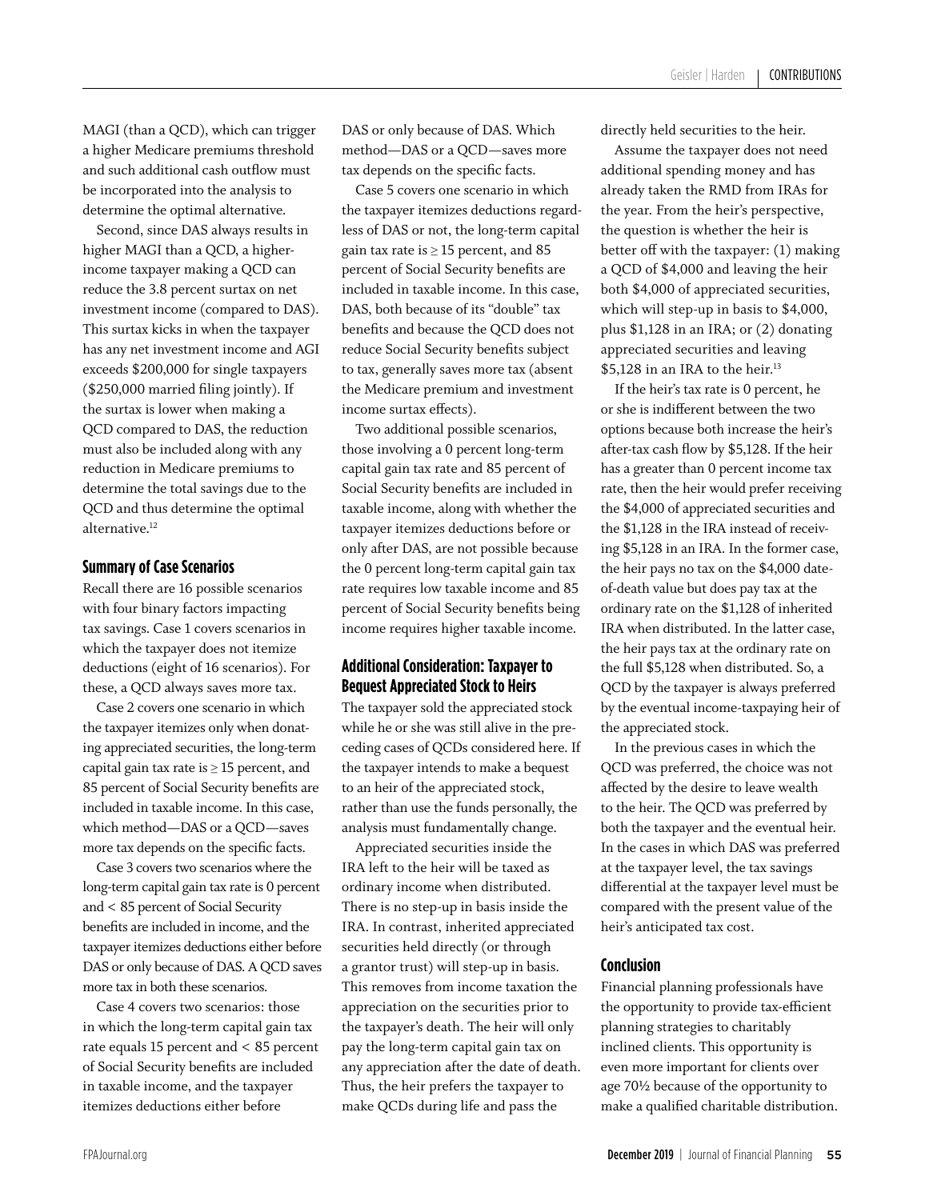MAGI (than a QCD), which can trigger a higher Medicare premiums threshold and such additional cash outflow must be incorporated into the analysis to determine the optimal alternative.

Second, since DAS always results in higher MAGI than a QCD, a higher-income taxpayer making a QCD can reduce the 3.8 percent surtax on net investment income (compared to DAS). This surtax kicks in when the taxpayer has any net investment income and AGI exceeds $200,000 for single taxpayers ($250,000 married filing jointly). If the surtax is lower when making a QCD compared to DAS, the reduction must also be included along with any reduction in Medicare premiums to determine the total savings due to the QCD and thus determine the optimal alternative.[12]

### Summary of Case Scenarios

Recall there are 16 possible scenarios with four binary factors impacting tax savings. Case 1 covers scenarios in which the taxpayer does not itemize deductions (eight of 16 scenarios). For these, a QCD always saves more tax.

Case 2 covers one scenario in which the taxpayer itemizes only when donating appreciated securities, the long-term capital gain tax rate is ≥ 15 percent, and 85 percent of Social Security benefits are included in taxable income. In this case, which method—DAS or a QCD—saves more tax depends on the specific facts.

Case 3 covers two scenarios where the long-term capital gain tax rate is 0 percent and < 85 percent of Social Security benefits are included in income, and the taxpayer itemizes deductions either before DAS or only because of DAS. A QCD saves more tax in both these scenarios.

Case 4 covers two scenarios: those in which the long-term capital gain tax rate equals 15 percent and < 85 percent of Social Security benefits are included in taxable income, and the taxpayer itemizes deductions either before DAS or only because of DAS. Which method—DAS or a QCD—saves more tax depends on the specific facts.

Case 5 covers one scenario in which the taxpayer itemizes deductions regardless of DAS or not, the long-term capital gain tax rate is ≥ 15 percent, and 85 percent of Social Security benefits are included in taxable income. In this case, DAS, both because of its "double" tax benefits and because the QCD does not reduce Social Security benefits subject to tax, generally saves more tax (absent the Medicare premium and investment income surtax effects).

Two additional possible scenarios, those involving a 0 percent long-term capital gain tax rate and 85 percent of Social Security benefits are included in taxable income, along with whether the taxpayer itemizes deductions before or only after DAS, are not possible because the 0 percent long-term capital gain tax rate requires low taxable income and 85 percent of Social Security benefits being income requires higher taxable income.

### Additional Consideration: Taxpayer to Bequest Appreciated Stock to Heirs

The taxpayer sold the appreciated stock while he or she was still alive in the preceding cases of QCDs considered here. If the taxpayer intends to make a bequest to an heir of the appreciated stock, rather than use the funds personally, the analysis must fundamentally change.

Appreciated securities inside the IRA left to the heir will be taxed as ordinary income when distributed. There is no step-up in basis inside the IRA. In contrast, inherited appreciated securities held directly (or through a grantor trust) will step-up in basis. This removes from income taxation the appreciation on the securities prior to the taxpayer's death. The heir will only pay the long-term capital gain tax on any appreciation after the date of death. Thus, the heir prefers the taxpayer to make QCDs during life and pass the directly held securities to the heir.

Assume the taxpayer does not need additional spending money and has already taken the RMD from IRAs for the year. From the heir's perspective, the question is whether the heir is better off with the taxpayer: (1) making a QCD of $4,000 and leaving the heir both $4,000 of appreciated securities, which will step-up in basis to $4,000, plus $1,128 in an IRA; or (2) donating appreciated securities and leaving $5,128 in an IRA to the heir.[13]

If the heir's tax rate is 0 percent, he or she is indifferent between the two options because both increase the heir's after-tax cash flow by $5,128. If the heir has a greater than 0 percent income tax rate, then the heir would prefer receiving the $4,000 of appreciated securities and the $1,128 in the IRA instead of receiving $5,128 in an IRA. In the former case, the heir pays no tax on the $4,000 date-of-death value but does pay tax at the ordinary rate on the $1,128 of inherited IRA when distributed. In the latter case, the heir pays tax at the ordinary rate on the full $5,128 when distributed. So, a QCD by the taxpayer is always preferred by the eventual income-taxpaying heir of the appreciated stock.

In the previous cases in which the QCD was preferred, the choice was not affected by the desire to leave wealth to the heir. The QCD was preferred by both the taxpayer and the eventual heir. In the cases in which DAS was preferred at the taxpayer level, the tax savings differential at the taxpayer level must be compared with the present value of the heir's anticipated tax cost.

### Conclusion

Financial planning professionals have the opportunity to provide tax-efficient planning strategies to charitably inclined clients. This opportunity is even more important for clients over age 70½ because of the opportunity to make a qualified charitable distribution.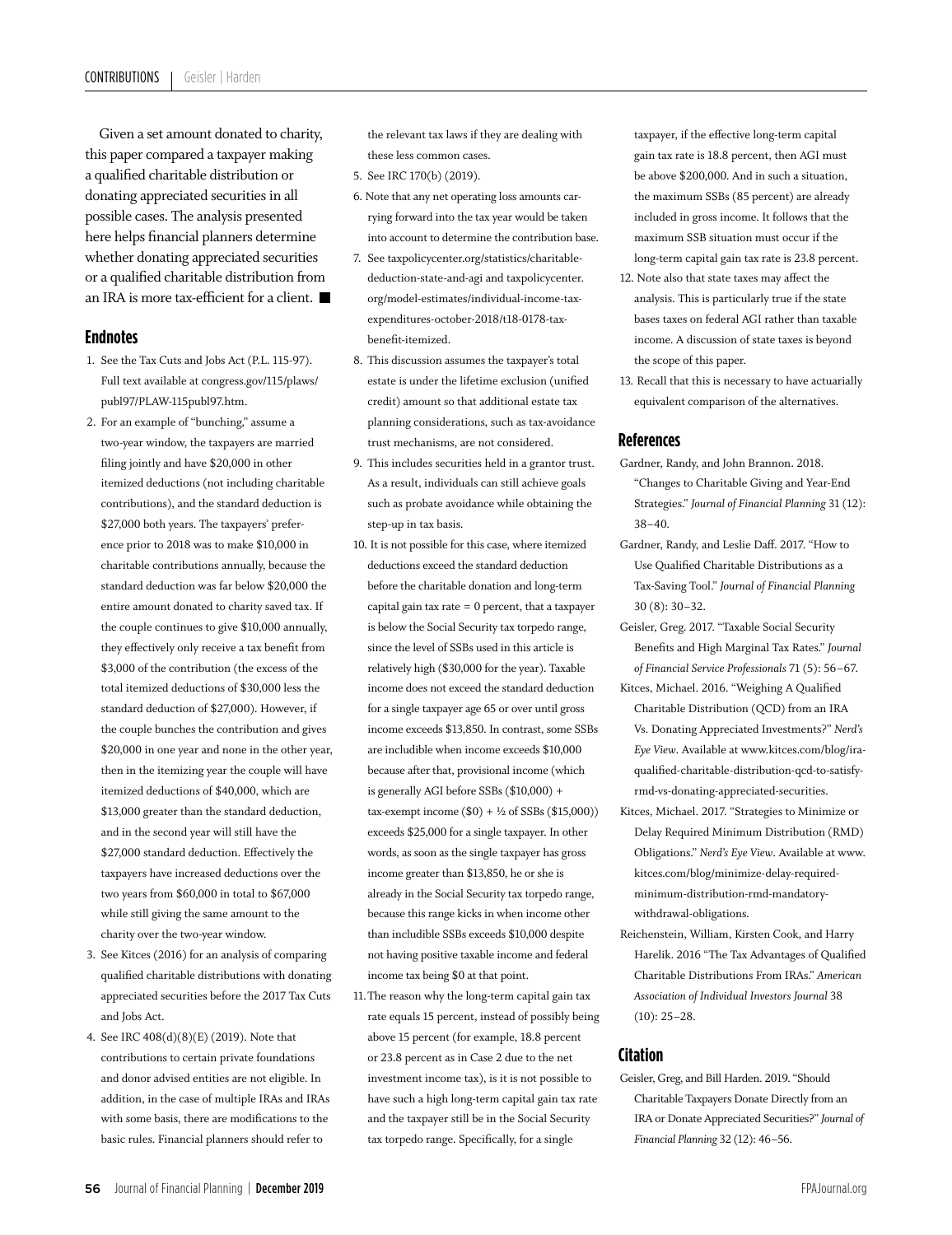Given a set amount donated to charity, this paper compared a taxpayer making a qualified charitable distribution or donating appreciated securities in all possible cases. The analysis presented here helps financial planners determine whether donating appreciated securities or a qualified charitable distribution from an IRA is more tax-efficient for a client. ■

## Endnotes

1. See the Tax Cuts and Jobs Act (P.L. 115-97). Full text available at congress.gov/115/plaws/publ97/PLAW-115publ97.htm.
2. For an example of "bunching," assume a two-year window, the taxpayers are married filing jointly and have $20,000 in other itemized deductions (not including charitable contributions), and the standard deduction is $27,000 both years. The taxpayers' preference prior to 2018 was to make $10,000 in charitable contributions annually, because the standard deduction was far below $20,000 the entire amount donated to charity saved tax. If the couple continues to give $10,000 annually, they effectively only receive a tax benefit from $3,000 of the contribution (the excess of the total itemized deductions of $30,000 less the standard deduction of $27,000). However, if the couple bunches the contribution and gives $20,000 in one year and none in the other year, then in the itemizing year the couple will have itemized deductions of $40,000, which are $13,000 greater than the standard deduction, and in the second year will still have the $27,000 standard deduction. Effectively the taxpayers have increased deductions over the two years from $60,000 in total to $67,000 while still giving the same amount to the charity over the two-year window.
3. See Kitces (2016) for an analysis of comparing qualified charitable distributions with donating appreciated securities before the 2017 Tax Cuts and Jobs Act.
4. See IRC 408(d)(8)(E) (2019). Note that contributions to certain private foundations and donor advised entities are not eligible. In addition, in the case of multiple IRAs and IRAs with some basis, there are modifications to the basic rules. Financial planners should refer to the relevant tax laws if they are dealing with these less common cases.
5. See IRC 170(b) (2019).
6. Note that any net operating loss amounts carrying forward into the tax year would be taken into account to determine the contribution base.
7. See taxpolicycenter.org/statistics/charitable-deduction-state-and-agi and taxpolicycenter.org/model-estimates/individual-income-tax-expenditures-october-2018/t18-0178-tax-benefit-itemized.
8. This discussion assumes the taxpayer's total estate is under the lifetime exclusion (unified credit) amount so that additional estate tax planning considerations, such as tax-avoidance trust mechanisms, are not considered.
9. This includes securities held in a grantor trust. As a result, individuals can still achieve goals such as probate avoidance while obtaining the step-up in tax basis.
10. It is not possible for this case, where itemized deductions exceed the standard deduction before the charitable donation and long-term capital gain tax rate = 0 percent, that a taxpayer is below the Social Security tax torpedo range, since the level of SSBs used in this article is relatively high ($30,000 for the year). Taxable income does not exceed the standard deduction for a single taxpayer age 65 or over until gross income exceeds $13,850. In contrast, some SSBs are includible when income exceeds $10,000 because after that, provisional income (which is generally AGI before SSBs ($10,000) + tax-exempt income ($0) + ½ of SSBs ($15,000)) exceeds $25,000 for a single taxpayer. In other words, as soon as the single taxpayer has gross income greater than $13,850, he or she is already in the Social Security tax torpedo range, because this range kicks in when income other than includible SSBs exceeds $10,000 despite not having positive taxable income and federal income tax being $0 at that point.
11. The reason why the long-term capital gain tax rate equals 15 percent, instead of possibly being above 15 percent (for example, 18.8 percent or 23.8 percent as in Case 2 due to the net investment income tax), is it is not possible to have such a high long-term capital gain tax rate and the taxpayer still be in the Social Security tax torpedo range. Specifically, for a single taxpayer, if the effective long-term capital gain tax rate is 18.8 percent, then AGI must be above $200,000. And in such a situation, the maximum SSBs (85 percent) are already included in gross income. It follows that the maximum SSB situation must occur if the long-term capital gain tax rate is 23.8 percent.
12. Note also that state taxes may affect the analysis. This is particularly true if the state bases taxes on federal AGI rather than taxable income. A discussion of state taxes is beyond the scope of this paper.
13. Recall that this is necessary to have actuarially equivalent comparison of the alternatives.

## References

Gardner, Randy, and John Brannon. 2018. "Changes to Charitable Giving and Year-End Strategies." *Journal of Financial Planning* 31 (12): 38–40.

Gardner, Randy, and Leslie Daff. 2017. "How to Use Qualified Charitable Distributions as a Tax-Saving Tool." *Journal of Financial Planning* 30 (8): 30–32.

Geisler, Greg. 2017. "Taxable Social Security Benefits and High Marginal Tax Rates." *Journal of Financial Service Professionals* 71 (5): 56–67.

Kitces, Michael. 2016. "Weighing A Qualified Charitable Distribution (QCD) from an IRA Vs. Donating Appreciated Investments?" *Nerd's Eye View*. Available at www.kitces.com/blog/ira-qualified-charitable-distribution-qcd-to-satisfy-rmd-vs-donating-appreciated-securities.

Kitces, Michael. 2017. "Strategies to Minimize or Delay Required Minimum Distribution (RMD) Obligations." *Nerd's Eye View*. Available at www.kitces.com/blog/minimize-delay-required-minimum-distribution-rmd-mandatory-withdrawal-obligations.

Reichenstein, William, Kirsten Cook, and Harry Harelik. 2016 "The Tax Advantages of Qualified Charitable Distributions From IRAs." *American Association of Individual Investors Journal* 38 (10): 25–28.

## Citation

Geisler, Greg, and Bill Harden. 2019. "Should Charitable Taxpayers Donate Directly from an IRA or Donate Appreciated Securities?" *Journal of Financial Planning* 32 (12): 46–56.